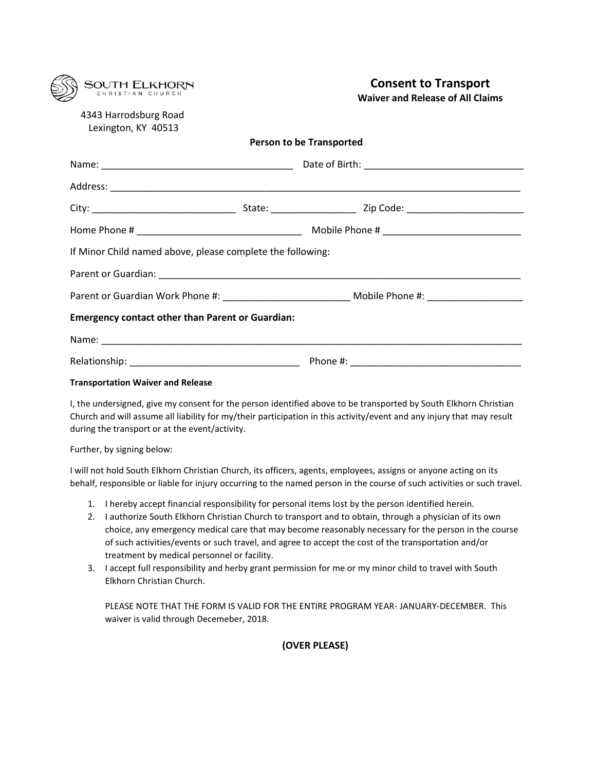SOUTH ELKHORN
CHRISTIAN CHURCH

4343 Harrodsburg Road
Lexington, KY 40513

# Consent to Transport

**Waiver and Release of All Claims**

**Person to be Transported**

Name: ___________________________________ Date of Birth: _____________________________

Address: ___________________________________________________________________________

City: ___________________________ State: ________________ Zip Code: ______________________

Home Phone # ______________________________ Mobile Phone # _________________________

If Minor Child named above, please complete the following:

Parent or Guardian: ____________________________________________________________________

Parent or Guardian Work Phone #: _______________________ Mobile Phone #: _________________

**Emergency contact other than Parent or Guardian:**

Name: _____________________________________________________________________________

Relationship: _______________________________ Phone #: _______________________________

**Transportation Waiver and Release**

I, the undersigned, give my consent for the person identified above to be transported by South Elkhorn Christian Church and will assume all liability for my/their participation in this activity/event and any injury that may result during the transport or at the event/activity.

Further, by signing below:

I will not hold South Elkhorn Christian Church, its officers, agents, employees, assigns or anyone acting on its behalf, responsible or liable for injury occurring to the named person in the course of such activities or such travel.

1. I hereby accept financial responsibility for personal items lost by the person identified herein.
2. I authorize South Elkhorn Christian Church to transport and to obtain, through a physician of its own choice, any emergency medical care that may become reasonably necessary for the person in the course of such activities/events or such travel, and agree to accept the cost of the transportation and/or treatment by medical personnel or facility.
3. I accept full responsibility and herby grant permission for me or my minor child to travel with South Elkhorn Christian Church.

   PLEASE NOTE THAT THE FORM IS VALID FOR THE ENTIRE PROGRAM YEAR- JANUARY-DECEMBER. This waiver is valid through Decemeber, 2018.

**(OVER PLEASE)**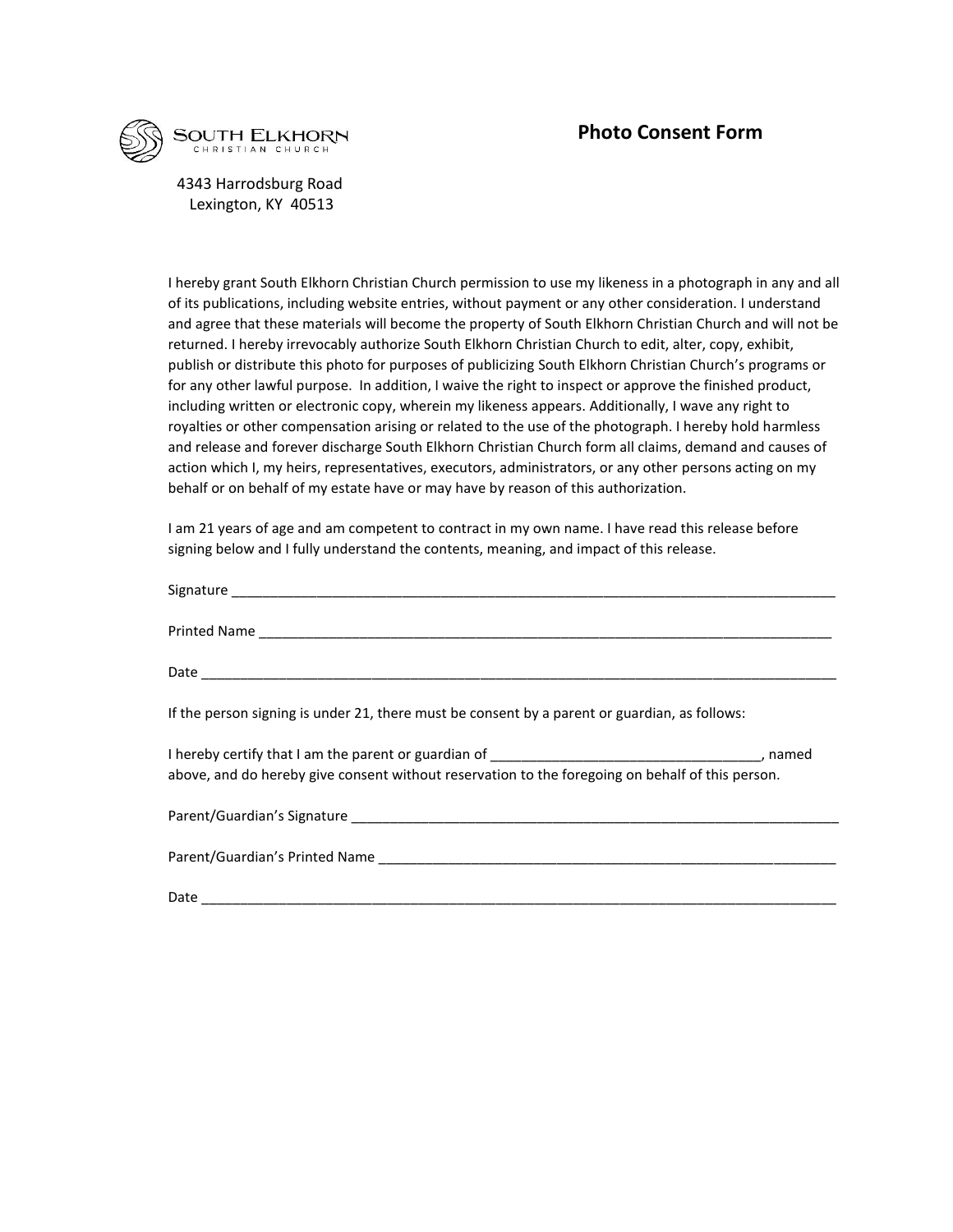SOUTH ELKHORN
CHRISTIAN CHURCH

# Photo Consent Form

4343 Harrodsburg Road
Lexington, KY 40513

I hereby grant South Elkhorn Christian Church permission to use my likeness in a photograph in any and all of its publications, including website entries, without payment or any other consideration. I understand and agree that these materials will become the property of South Elkhorn Christian Church and will not be returned. I hereby irrevocably authorize South Elkhorn Christian Church to edit, alter, copy, exhibit, publish or distribute this photo for purposes of publicizing South Elkhorn Christian Church's programs or for any other lawful purpose. In addition, I waive the right to inspect or approve the finished product, including written or electronic copy, wherein my likeness appears. Additionally, I wave any right to royalties or other compensation arising or related to the use of the photograph. I hereby hold harmless and release and forever discharge South Elkhorn Christian Church form all claims, demand and causes of action which I, my heirs, representatives, executors, administrators, or any other persons acting on my behalf or on behalf of my estate have or may have by reason of this authorization.

I am 21 years of age and am competent to contract in my own name. I have read this release before signing below and I fully understand the contents, meaning, and impact of this release.

Signature ________________________________________________________________________________

Printed Name _____________________________________________________________________________

Date ____________________________________________________________________________________

If the person signing is under 21, there must be consent by a parent or guardian, as follows:

I hereby certify that I am the parent or guardian of __________________________________, named above, and do hereby give consent without reservation to the foregoing on behalf of this person.

Parent/Guardian's Signature _________________________________________________________________

Parent/Guardian's Printed Name ______________________________________________________________

Date ____________________________________________________________________________________